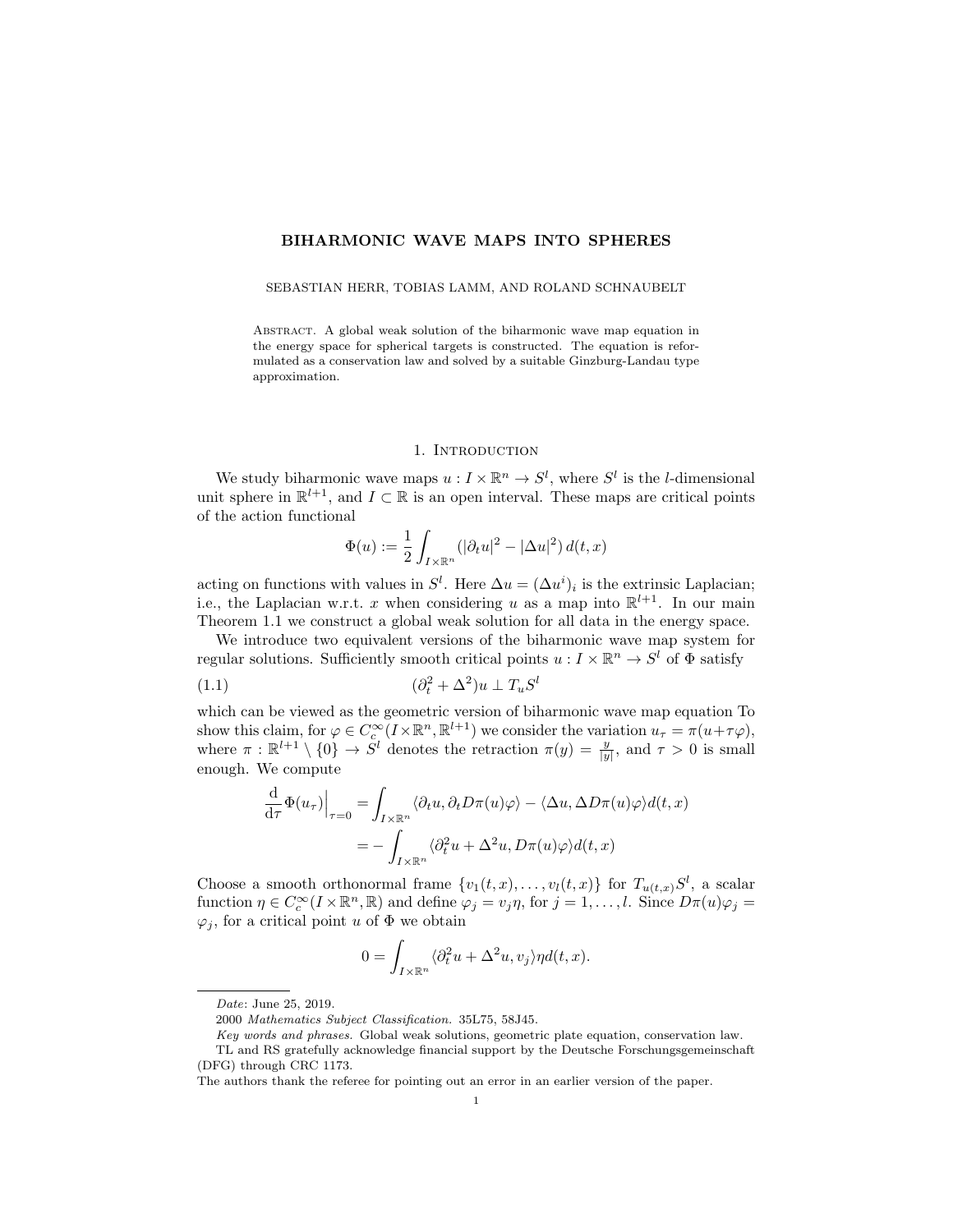# BIHARMONIC WAVE MAPS INTO SPHERES

SEBASTIAN HERR, TOBIAS LAMM, AND ROLAND SCHNAUBELT

Abstract. A global weak solution of the biharmonic wave map equation in the energy space for spherical targets is constructed. The equation is reformulated as a conservation law and solved by a suitable Ginzburg-Landau type approximation.

## 1. Introduction

We study biharmonic wave maps $u : I \times \mathbb{R}^n \to S^l$, where $S^l$ is the $l$-dimensional unit sphere in $\mathbb{R}^{l+1}$, and $I \subset \mathbb{R}$ is an open interval. These maps are critical points of the action functional

$$\Phi(u) := \frac{1}{2} \int_{I\times\mathbb{R}^n} (|\partial_t u|^2 - |\Delta u|^2)\, d(t,x)$$

acting on functions with values in $S^l$. Here $\Delta u = (\Delta u^i)_i$ is the extrinsic Laplacian; i.e., the Laplacian w.r.t. $x$ when considering $u$ as a map into $\mathbb{R}^{l+1}$. In our main Theorem 1.1 we construct a global weak solution for all data in the energy space.

We introduce two equivalent versions of the biharmonic wave map system for regular solutions. Sufficiently smooth critical points $u : I \times \mathbb{R}^n \to S^l$ of $\Phi$ satisfy

$$(\partial_t^2 + \Delta^2)u \perp T_u S^l \tag{1.1}$$

which can be viewed as the geometric version of biharmonic wave map equation To show this claim, for $\varphi \in C_c^\infty(I\times\mathbb{R}^n, \mathbb{R}^{l+1})$ we consider the variation $u_\tau = \pi(u+\tau\varphi)$, where $\pi : \mathbb{R}^{l+1} \setminus \{0\} \to S^l$ denotes the retraction $\pi(y) = \frac{y}{|y|}$, and $\tau > 0$ is small enough. We compute

$$\begin{aligned}
\frac{\mathrm{d}}{\mathrm{d}\tau}\Phi(u_\tau)\Big|_{\tau=0} &= \int_{I\times\mathbb{R}^n} \langle \partial_t u, \partial_t D\pi(u)\varphi\rangle - \langle \Delta u, \Delta D\pi(u)\varphi\rangle d(t,x) \\
&= -\int_{I\times\mathbb{R}^n} \langle \partial_t^2 u + \Delta^2 u, D\pi(u)\varphi\rangle d(t,x)
\end{aligned}$$

Choose a smooth orthonormal frame $\{v_1(t,x), \dots, v_l(t,x)\}$ for $T_{u(t,x)}S^l$, a scalar function $\eta \in C_c^\infty(I\times\mathbb{R}^n, \mathbb{R})$ and define $\varphi_j = v_j\eta$, for $j = 1,\dots,l$. Since $D\pi(u)\varphi_j = \varphi_j$, for a critical point $u$ of $\Phi$ we obtain

$$0 = \int_{I\times\mathbb{R}^n} \langle \partial_t^2 u + \Delta^2 u, v_j\rangle \eta d(t,x).$$

---

*Date*: June 25, 2019.

2000 *Mathematics Subject Classification.* 35L75, 58J45.

*Key words and phrases.* Global weak solutions, geometric plate equation, conservation law.

TL and RS gratefully acknowledge financial support by the Deutsche Forschungsgemeinschaft (DFG) through CRC 1173.

The authors thank the referee for pointing out an error in an earlier version of the paper.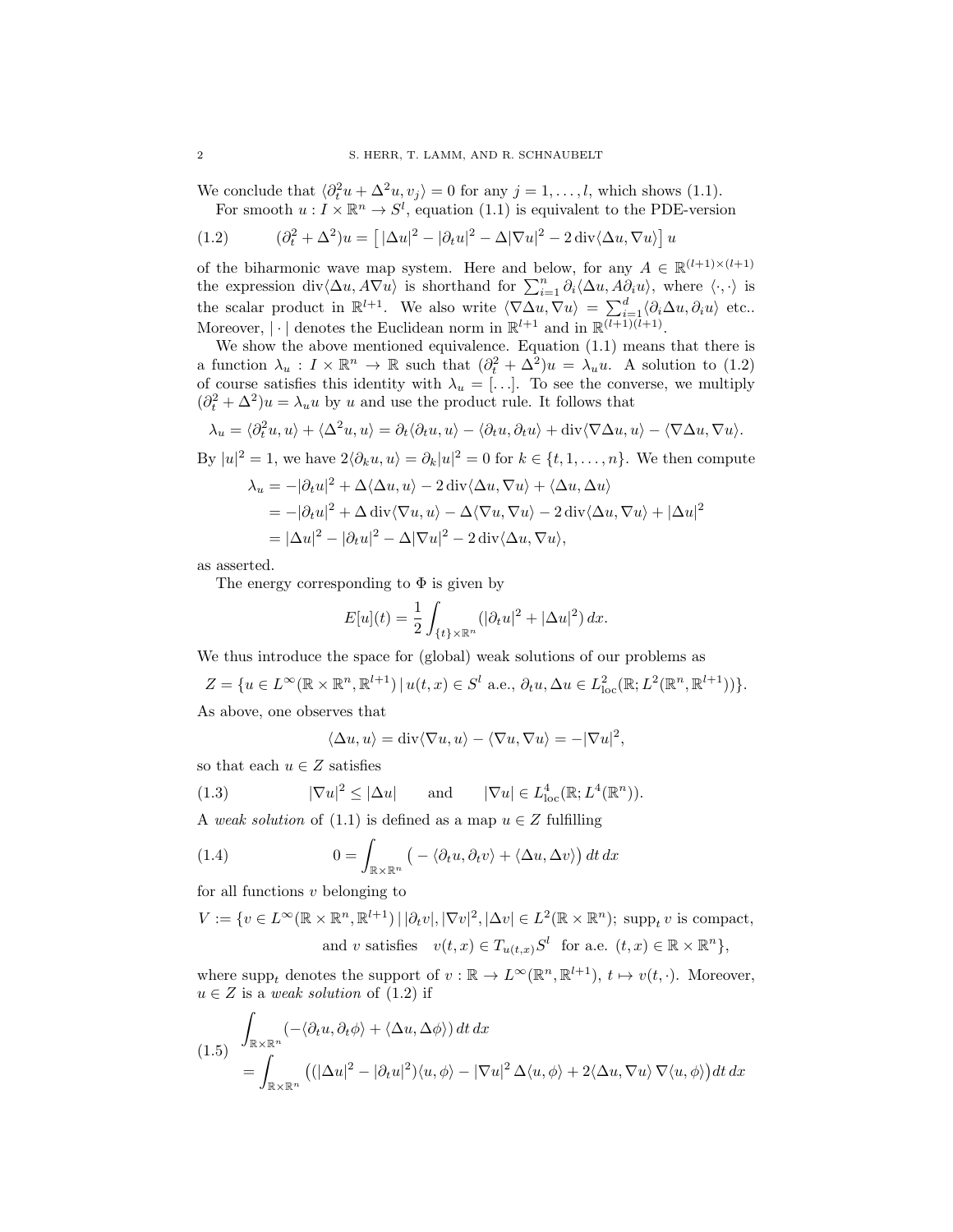We conclude that $\langle \partial_t^2 u + \Delta^2 u, v_j\rangle = 0$ for any $j = 1, \dots, l$, which shows (1.1).

For smooth $u : I \times \mathbb{R}^n \to S^l$, equation (1.1) is equivalent to the PDE-version

$$(\partial_t^2 + \Delta^2)u = \big[\, |\Delta u|^2 - |\partial_t u|^2 - \Delta |\nabla u|^2 - 2\operatorname{div}\langle \Delta u, \nabla u\rangle\big]\, u \tag{1.2}$$

of the biharmonic wave map system. Here and below, for any $A \in \mathbb{R}^{(l+1)\times(l+1)}$ the expression $\operatorname{div}\langle \Delta u, A\nabla u\rangle$ is shorthand for $\sum_{i=1}^n \partial_i \langle \Delta u, A\partial_i u\rangle$, where $\langle\cdot,\cdot\rangle$ is the scalar product in $\mathbb{R}^{l+1}$. We also write $\langle \nabla\Delta u, \nabla u\rangle = \sum_{i=1}^d \langle \partial_i \Delta u, \partial_i u\rangle$ etc.. Moreover, $|\cdot|$ denotes the Euclidean norm in $\mathbb{R}^{l+1}$ and in $\mathbb{R}^{(l+1)(l+1)}$.

We show the above mentioned equivalence. Equation (1.1) means that there is a function $\lambda_u : I \times \mathbb{R}^n \to \mathbb{R}$ such that $(\partial_t^2 + \Delta^2)u = \lambda_u u$. A solution to (1.2) of course satisfies this identity with $\lambda_u = [\dots]$. To see the converse, we multiply $(\partial_t^2 + \Delta^2)u = \lambda_u u$ by $u$ and use the product rule. It follows that

$$\lambda_u = \langle \partial_t^2 u, u\rangle + \langle \Delta^2 u, u\rangle = \partial_t \langle \partial_t u, u\rangle - \langle \partial_t u, \partial_t u\rangle + \operatorname{div}\langle \nabla\Delta u, u\rangle - \langle \nabla \Delta u, \nabla u\rangle.$$

By $|u|^2 = 1$, we have $2\langle \partial_k u, u\rangle = \partial_k |u|^2 = 0$ for $k \in \{t, 1, \dots, n\}$. We then compute

$$\begin{aligned}
\lambda_u &= -|\partial_t u|^2 + \Delta \langle \Delta u, u\rangle - 2\operatorname{div}\langle \Delta u, \nabla u\rangle + \langle \Delta u, \Delta u\rangle \\
&= -|\partial_t u|^2 + \Delta \operatorname{div}\langle \nabla u, u\rangle - \Delta\langle \nabla u, \nabla u\rangle - 2\operatorname{div}\langle \Delta u, \nabla u\rangle + |\Delta u|^2 \\
&= |\Delta u|^2 - |\partial_t u|^2 - \Delta |\nabla u|^2 - 2\operatorname{div}\langle \Delta u, \nabla u\rangle,
\end{aligned}$$

as asserted.

The energy corresponding to $\Phi$ is given by

$$E[u](t) = \frac{1}{2}\int_{\{t\}\times\mathbb{R}^n} (|\partial_t u|^2 + |\Delta u|^2)\, dx.$$

We thus introduce the space for (global) weak solutions of our problems as

$$Z = \{u \in L^\infty(\mathbb{R}\times\mathbb{R}^n, \mathbb{R}^{l+1}) \mid u(t,x) \in S^l \text{ a.e., } \partial_t u, \Delta u \in L^2_{\mathrm{loc}}(\mathbb{R}; L^2(\mathbb{R}^n, \mathbb{R}^{l+1}))\}.$$

As above, one observes that

$$\langle \Delta u, u\rangle = \operatorname{div}\langle \nabla u, u\rangle - \langle \nabla u, \nabla u\rangle = -|\nabla u|^2,$$

so that each $u \in Z$ satisfies

$$|\nabla u|^2 \le |\Delta u| \qquad \text{and} \qquad |\nabla u| \in L^4_{\mathrm{loc}}(\mathbb{R}; L^4(\mathbb{R}^n)). \tag{1.3}$$

A *weak solution* of (1.1) is defined as a map $u \in Z$ fulfilling

$$0 = \int_{\mathbb{R}\times\mathbb{R}^n} \big( -\langle \partial_t u, \partial_t v\rangle + \langle \Delta u, \Delta v\rangle\big)\, dt\, dx \tag{1.4}$$

for all functions $v$ belonging to

$$\begin{aligned}
V := \{v \in L^\infty(\mathbb{R}\times\mathbb{R}^n, \mathbb{R}^{l+1}) \mid &\, |\partial_t v|, |\nabla v|^2, |\Delta v| \in L^2(\mathbb{R}\times\mathbb{R}^n);\ \operatorname{supp}_t v \text{ is compact,} \\
&\text{and } v \text{ satisfies} \quad v(t,x) \in T_{u(t,x)}S^l \ \text{ for a.e. } (t,x) \in \mathbb{R}\times\mathbb{R}^n\},
\end{aligned}$$

where $\operatorname{supp}_t$ denotes the support of $v : \mathbb{R} \to L^\infty(\mathbb{R}^n, \mathbb{R}^{l+1})$, $t \mapsto v(t,\cdot)$. Moreover, $u \in Z$ is a *weak solution* of (1.2) if

$$\begin{aligned}
&\int_{\mathbb{R}\times\mathbb{R}^n} (-\langle \partial_t u, \partial_t \phi\rangle + \langle \Delta u, \Delta \phi\rangle)\, dt\, dx \\
&= \int_{\mathbb{R}\times\mathbb{R}^n} \big( (|\Delta u|^2 - |\partial_t u|^2)\langle u, \phi\rangle - |\nabla u|^2\, \Delta\langle u, \phi\rangle + 2\langle \Delta u, \nabla u\rangle\, \nabla\langle u, \phi\rangle\big) dt\, dx
\end{aligned} \tag{1.5}$$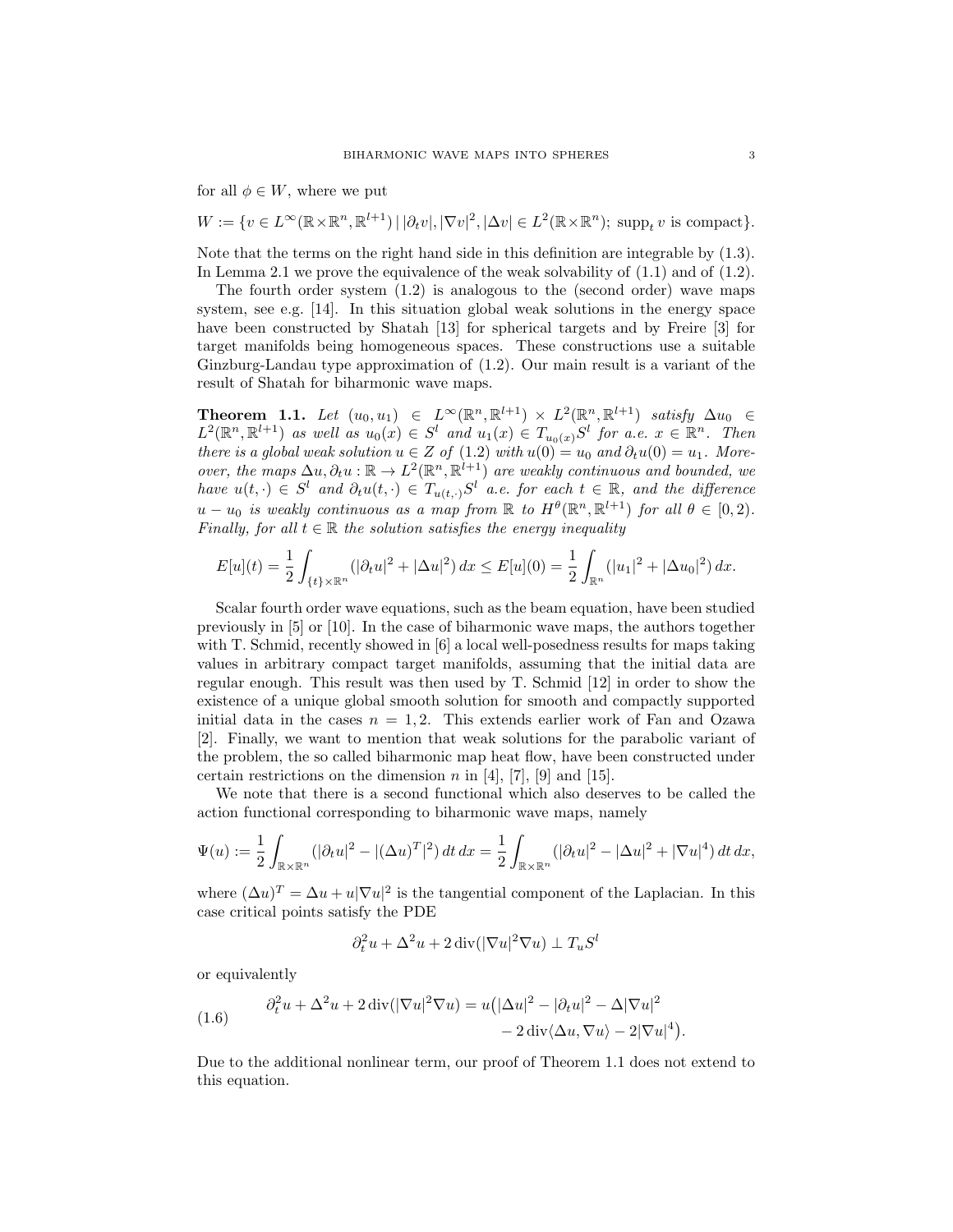for all $\phi \in W$, where we put

$$W := \{v \in L^\infty(\mathbb{R}\times\mathbb{R}^n, \mathbb{R}^{l+1}) \mid |\partial_t v|, |\nabla v|^2, |\Delta v| \in L^2(\mathbb{R}\times\mathbb{R}^n);\ \mathrm{supp}_t\, v \text{ is compact}\}.$$

Note that the terms on the right hand side in this definition are integrable by (1.3). In Lemma 2.1 we prove the equivalence of the weak solvability of (1.1) and of (1.2).

The fourth order system (1.2) is analogous to the (second order) wave maps system, see e.g. [14]. In this situation global weak solutions in the energy space have been constructed by Shatah [13] for spherical targets and by Freire [3] for target manifolds being homogeneous spaces. These constructions use a suitable Ginzburg-Landau type approximation of (1.2). Our main result is a variant of the result of Shatah for biharmonic wave maps.

**Theorem 1.1.** *Let $(u_0, u_1) \in L^\infty(\mathbb{R}^n, \mathbb{R}^{l+1}) \times L^2(\mathbb{R}^n, \mathbb{R}^{l+1})$ satisfy $\Delta u_0 \in L^2(\mathbb{R}^n, \mathbb{R}^{l+1})$ as well as $u_0(x) \in S^l$ and $u_1(x) \in T_{u_0(x)}S^l$ for a.e. $x \in \mathbb{R}^n$. Then there is a global weak solution $u \in Z$ of (1.2) with $u(0) = u_0$ and $\partial_t u(0) = u_1$. Moreover, the maps $\Delta u, \partial_t u : \mathbb{R} \to L^2(\mathbb{R}^n, \mathbb{R}^{l+1})$ are weakly continuous and bounded, we have $u(t,\cdot) \in S^l$ and $\partial_t u(t,\cdot) \in T_{u(t,\cdot)}S^l$ a.e. for each $t \in \mathbb{R}$, and the difference $u - u_0$ is weakly continuous as a map from $\mathbb{R}$ to $H^\theta(\mathbb{R}^n, \mathbb{R}^{l+1})$ for all $\theta \in [0, 2)$. Finally, for all $t \in \mathbb{R}$ the solution satisfies the energy inequality*

$$E[u](t) = \frac{1}{2}\int_{\{t\}\times\mathbb{R}^n} (|\partial_t u|^2 + |\Delta u|^2)\,dx \le E[u](0) = \frac{1}{2}\int_{\mathbb{R}^n} (|u_1|^2 + |\Delta u_0|^2)\,dx.$$

Scalar fourth order wave equations, such as the beam equation, have been studied previously in [5] or [10]. In the case of biharmonic wave maps, the authors together with T. Schmid, recently showed in [6] a local well-posedness results for maps taking values in arbitrary compact target manifolds, assuming that the initial data are regular enough. This result was then used by T. Schmid [12] in order to show the existence of a unique global smooth solution for smooth and compactly supported initial data in the cases $n = 1, 2$. This extends earlier work of Fan and Ozawa [2]. Finally, we want to mention that weak solutions for the parabolic variant of the problem, the so called biharmonic map heat flow, have been constructed under certain restrictions on the dimension $n$ in [4], [7], [9] and [15].

We note that there is a second functional which also deserves to be called the action functional corresponding to biharmonic wave maps, namely

$$\Psi(u) := \frac{1}{2}\int_{\mathbb{R}\times\mathbb{R}^n} (|\partial_t u|^2 - |(\Delta u)^T|^2)\,dt\,dx = \frac{1}{2}\int_{\mathbb{R}\times\mathbb{R}^n} (|\partial_t u|^2 - |\Delta u|^2 + |\nabla u|^4)\,dt\,dx,$$

where $(\Delta u)^T = \Delta u + u|\nabla u|^2$ is the tangential component of the Laplacian. In this case critical points satisfy the PDE

$$\partial_t^2 u + \Delta^2 u + 2\,\mathrm{div}(|\nabla u|^2 \nabla u) \perp T_u S^l$$

or equivalently

$$\begin{aligned} \partial_t^2 u + \Delta^2 u + 2\,\mathrm{div}(|\nabla u|^2\nabla u) = u\big(&|\Delta u|^2 - |\partial_t u|^2 - \Delta|\nabla u|^2 \\ &- 2\,\mathrm{div}\langle \Delta u, \nabla u\rangle - 2|\nabla u|^4\big). \end{aligned} \tag{1.6}$$

Due to the additional nonlinear term, our proof of Theorem 1.1 does not extend to this equation.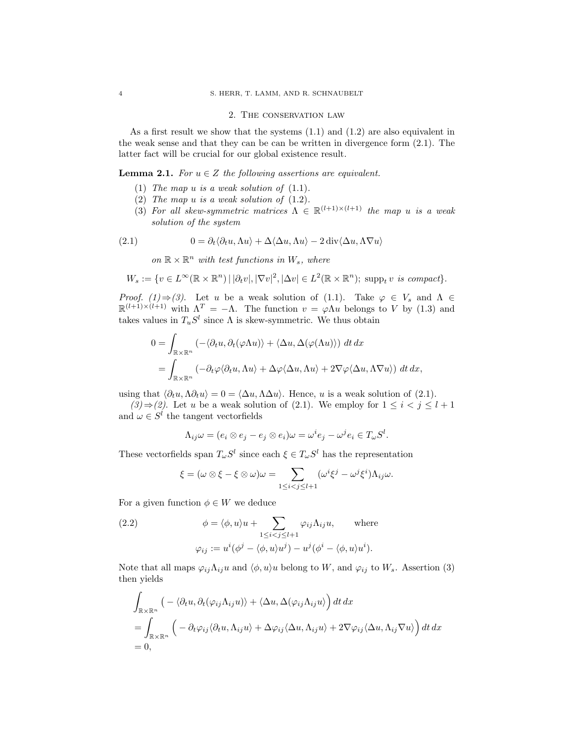## 2. The conservation law

As a first result we show that the systems (1.1) and (1.2) are also equivalent in the weak sense and that they can be can be written in divergence form (2.1). The latter fact will be crucial for our global existence result.

**Lemma 2.1.** *For $u \in Z$ the following assertions are equivalent.*

1. *The map $u$ is a weak solution of (1.1).*
2. *The map $u$ is a weak solution of (1.2).*
3. *For all skew-symmetric matrices $\Lambda \in \mathbb{R}^{(l+1)\times(l+1)}$ the map $u$ is a weak solution of the system*

$$0 = \partial_t \langle \partial_t u, \Lambda u \rangle + \Delta \langle \Delta u, \Lambda u \rangle - 2\,\mathrm{div}\langle \Delta u, \Lambda \nabla u \rangle \tag{2.1}$$

*on $\mathbb{R} \times \mathbb{R}^n$ with test functions in $W_s$, where*

$$W_s := \{v \in L^\infty(\mathbb{R}\times\mathbb{R}^n) \,|\, |\partial_t v|, |\nabla v|^2, |\Delta v| \in L^2(\mathbb{R}\times\mathbb{R}^n);\ \mathrm{supp}_t\, v \text{ is compact}\}.$$

*Proof. (1)⇒(3).* Let $u$ be a weak solution of (1.1). Take $\varphi \in V_s$ and $\Lambda \in \mathbb{R}^{(l+1)\times(l+1)}$ with $\Lambda^T = -\Lambda$. The function $v = \varphi \Lambda u$ belongs to $V$ by (1.3) and takes values in $T_u S^l$ since $\Lambda$ is skew-symmetric. We thus obtain

$$\begin{aligned}
0 &= \int_{\mathbb{R}\times\mathbb{R}^n} \left( -\langle \partial_t u, \partial_t(\varphi \Lambda u)\rangle + \langle \Delta u, \Delta(\varphi(\Lambda u))\rangle \right) dt\, dx \\
&= \int_{\mathbb{R}\times\mathbb{R}^n} \left( -\partial_t \varphi \langle \partial_t u, \Lambda u\rangle + \Delta\varphi \langle \Delta u, \Lambda u\rangle + 2\nabla\varphi\langle \Delta u, \Lambda \nabla u\rangle \right) dt\, dx,
\end{aligned}$$

using that $\langle \partial_t u, \Lambda \partial_t u\rangle = 0 = \langle \Delta u, \Lambda \Delta u\rangle$. Hence, $u$ is a weak solution of (2.1).

*(3)⇒(2).* Let $u$ be a weak solution of (2.1). We employ for $1 \le i < j \le l+1$ and $\omega \in S^l$ the tangent vectorfields

$$\Lambda_{ij}\omega = (e_i \otimes e_j - e_j \otimes e_i)\omega = \omega^i e_j - \omega^j e_i \in T_\omega S^l.$$

These vectorfields span $T_\omega S^l$ since each $\xi \in T_\omega S^l$ has the representation

$$\xi = (\omega \otimes \xi - \xi \otimes \omega)\omega = \sum_{1\le i<j\le l+1} (\omega^i \xi^j - \omega^j \xi^i)\Lambda_{ij}\omega.$$

For a given function $\phi \in W$ we deduce

$$\begin{aligned}
\phi &= \langle \phi, u\rangle u + \sum_{1\le i<j\le l+1} \varphi_{ij}\Lambda_{ij} u, \qquad \text{where} \\
\varphi_{ij} &:= u^i(\phi^j - \langle \phi, u\rangle u^j) - u^j(\phi^i - \langle \phi, u\rangle u^i).
\end{aligned} \tag{2.2}$$

Note that all maps $\varphi_{ij}\Lambda_{ij}u$ and $\langle \phi, u\rangle u$ belong to $W$, and $\varphi_{ij}$ to $W_s$. Assertion (3) then yields

$$\begin{aligned}
&\int_{\mathbb{R}\times\mathbb{R}^n} \big( -\langle \partial_t u, \partial_t(\varphi_{ij}\Lambda_{ij}u)\rangle + \langle \Delta u, \Delta(\varphi_{ij}\Lambda_{ij}u)\rangle \Big) dt\, dx \\
&= \int_{\mathbb{R}\times\mathbb{R}^n} \Big( -\partial_t\varphi_{ij}\langle \partial_t u, \Lambda_{ij}u\rangle + \Delta\varphi_{ij}\langle \Delta u, \Lambda_{ij}u\rangle + 2\nabla\varphi_{ij}\langle \Delta u, \Lambda_{ij}\nabla u\rangle \Big) dt\, dx \\
&= 0,
\end{aligned}$$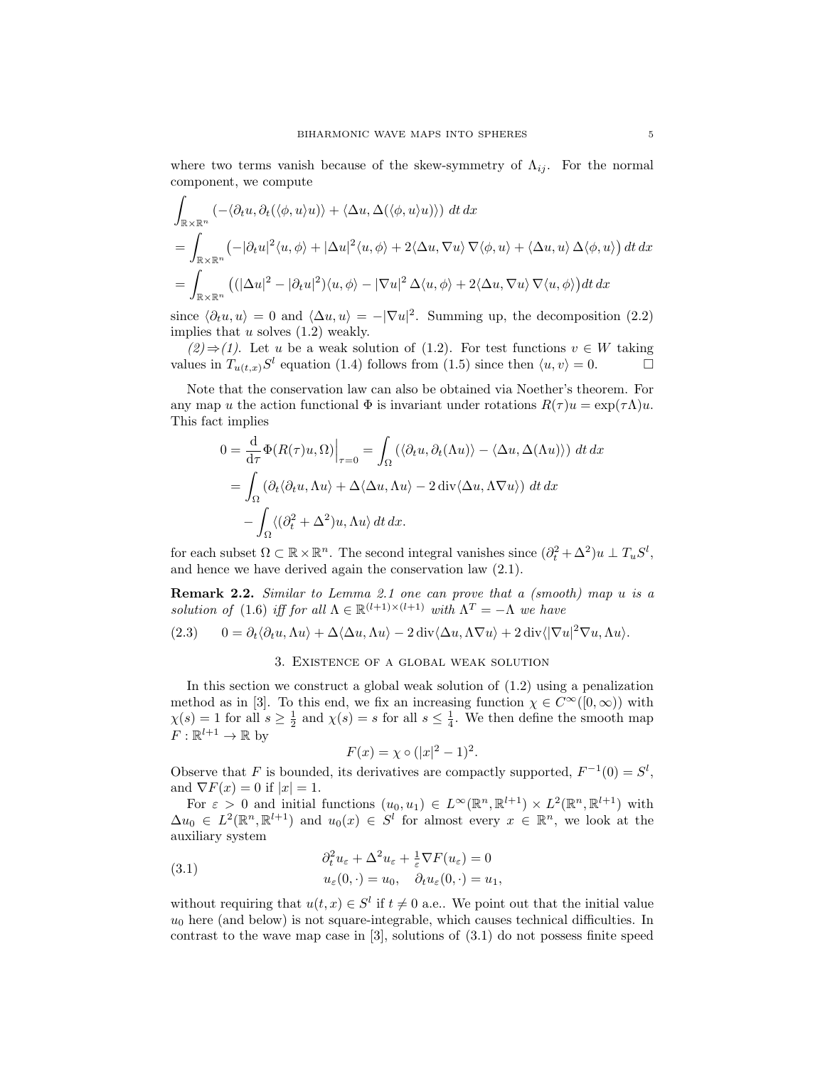where two terms vanish because of the skew-symmetry of $\Lambda_{ij}$. For the normal component, we compute

$$
\begin{aligned}
&\int_{\mathbb{R}\times\mathbb{R}^n} \left(-\langle \partial_t u, \partial_t(\langle \phi, u\rangle u)\rangle + \langle \Delta u, \Delta(\langle \phi, u\rangle u)\rangle\right) dt\, dx \\
&= \int_{\mathbb{R}\times\mathbb{R}^n} \left(-|\partial_t u|^2 \langle u, \phi\rangle + |\Delta u|^2 \langle u, \phi\rangle + 2\langle \Delta u, \nabla u\rangle \nabla\langle \phi, u\rangle + \langle \Delta u, u\rangle \Delta\langle \phi, u\rangle\right) dt\, dx \\
&= \int_{\mathbb{R}\times\mathbb{R}^n} \left((|\Delta u|^2 - |\partial_t u|^2)\langle u, \phi\rangle - |\nabla u|^2 \Delta\langle u, \phi\rangle + 2\langle \Delta u, \nabla u\rangle \nabla\langle u, \phi\rangle\right) dt\, dx
\end{aligned}
$$

since $\langle \partial_t u, u\rangle = 0$ and $\langle \Delta u, u\rangle = -|\nabla u|^2$. Summing up, the decomposition (2.2) implies that $u$ solves (1.2) weakly.

*(2)⇒(1).* Let $u$ be a weak solution of (1.2). For test functions $v \in W$ taking values in $T_{u(t,x)}S^l$ equation (1.4) follows from (1.5) since then $\langle u, v\rangle = 0$. □

Note that the conservation law can also be obtained via Noether's theorem. For any map $u$ the action functional $\Phi$ is invariant under rotations $R(\tau)u = \exp(\tau\Lambda)u$. This fact implies

$$
\begin{aligned}
0 = \frac{\mathrm{d}}{\mathrm{d}\tau}\Phi(R(\tau)u, \Omega)\Big|_{\tau=0} &= \int_\Omega \left(\langle \partial_t u, \partial_t(\Lambda u)\rangle - \langle \Delta u, \Delta(\Lambda u)\rangle\right) dt\, dx \\
&= \int_\Omega \left(\partial_t\langle \partial_t u, \Lambda u\rangle + \Delta\langle \Delta u, \Lambda u\rangle - 2\operatorname{div}\langle \Delta u, \Lambda \nabla u\rangle\right) dt\, dx \\
&\quad - \int_\Omega \langle (\partial_t^2 + \Delta^2)u, \Lambda u\rangle\, dt\, dx.
\end{aligned}
$$

for each subset $\Omega \subset \mathbb{R}\times\mathbb{R}^n$. The second integral vanishes since $(\partial_t^2 + \Delta^2)u \perp T_u S^l$, and hence we have derived again the conservation law (2.1).

**Remark 2.2.** *Similar to Lemma 2.1 one can prove that a (smooth) map $u$ is a solution of (1.6) iff for all $\Lambda \in \mathbb{R}^{(l+1)\times(l+1)}$ with $\Lambda^T = -\Lambda$ we have*

$$
0 = \partial_t\langle \partial_t u, \Lambda u\rangle + \Delta\langle \Delta u, \Lambda u\rangle - 2\operatorname{div}\langle \Delta u, \Lambda\nabla u\rangle + 2\operatorname{div}\langle |\nabla u|^2 \nabla u, \Lambda u\rangle. \tag{2.3}
$$

## 3. Existence of a global weak solution

In this section we construct a global weak solution of (1.2) using a penalization method as in [3]. To this end, we fix an increasing function $\chi \in C^\infty([0,\infty))$ with $\chi(s) = 1$ for all $s \geq \frac{1}{2}$ and $\chi(s) = s$ for all $s \leq \frac{1}{4}$. We then define the smooth map $F : \mathbb{R}^{l+1} \to \mathbb{R}$ by

$$
F(x) = \chi \circ (|x|^2 - 1)^2.
$$

Observe that $F$ is bounded, its derivatives are compactly supported, $F^{-1}(0) = S^l$, and $\nabla F(x) = 0$ if $|x| = 1$.

For $\varepsilon > 0$ and initial functions $(u_0, u_1) \in L^\infty(\mathbb{R}^n, \mathbb{R}^{l+1}) \times L^2(\mathbb{R}^n, \mathbb{R}^{l+1})$ with $\Delta u_0 \in L^2(\mathbb{R}^n, \mathbb{R}^{l+1})$ and $u_0(x) \in S^l$ for almost every $x \in \mathbb{R}^n$, we look at the auxiliary system

$$
\begin{aligned}
&\partial_t^2 u_\varepsilon + \Delta^2 u_\varepsilon + \tfrac{1}{\varepsilon}\nabla F(u_\varepsilon) = 0 \\
&u_\varepsilon(0,\cdot) = u_0, \quad \partial_t u_\varepsilon(0,\cdot) = u_1,
\end{aligned} \tag{3.1}
$$

without requiring that $u(t,x) \in S^l$ if $t \neq 0$ a.e.. We point out that the initial value $u_0$ here (and below) is not square-integrable, which causes technical difficulties. In contrast to the wave map case in [3], solutions of (3.1) do not possess finite speed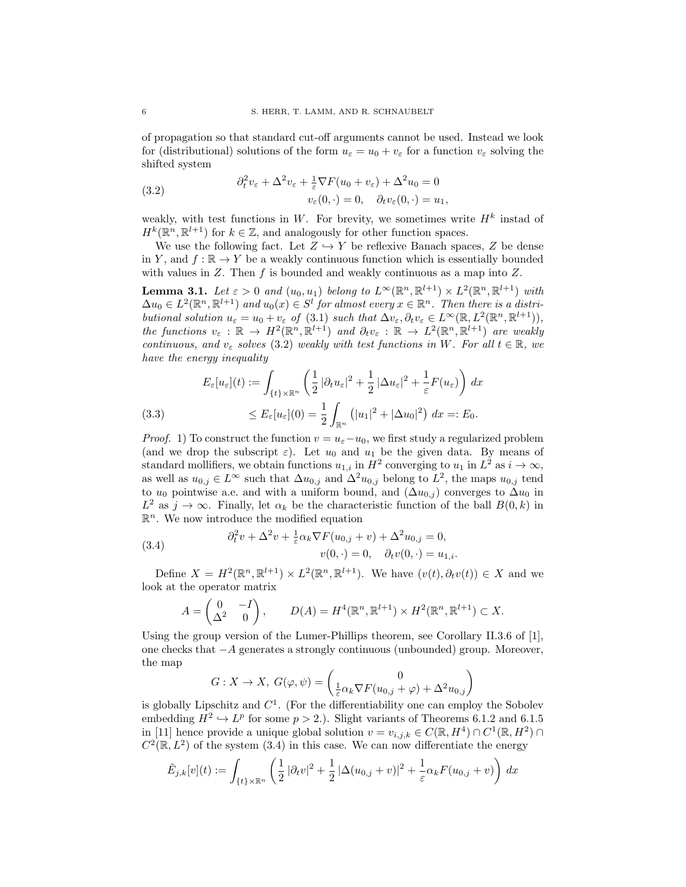of propagation so that standard cut-off arguments cannot be used. Instead we look for (distributional) solutions of the form $u_\varepsilon = u_0 + v_\varepsilon$ for a function $v_\varepsilon$ solving the shifted system

$$
\begin{aligned}
\partial_t^2 v_\varepsilon + \Delta^2 v_\varepsilon + \tfrac{1}{\varepsilon}\nabla F(u_0 + v_\varepsilon) + \Delta^2 u_0 = 0\\
v_\varepsilon(0,\cdot) = 0, \quad \partial_t v_\varepsilon(0,\cdot) = u_1,
\end{aligned}
\tag{3.2}
$$

weakly, with test functions in $W$. For brevity, we sometimes write $H^k$ instad of $H^k(\mathbb{R}^n, \mathbb{R}^{l+1})$ for $k \in \mathbb{Z}$, and analogously for other function spaces.

We use the following fact. Let $Z \hookrightarrow Y$ be reflexive Banach spaces, $Z$ be dense in $Y$, and $f : \mathbb{R} \to Y$ be a weakly continuous function which is essentially bounded with values in $Z$. Then $f$ is bounded and weakly continuous as a map into $Z$.

**Lemma 3.1.** *Let $\varepsilon > 0$ and $(u_0, u_1)$ belong to $L^\infty(\mathbb{R}^n, \mathbb{R}^{l+1}) \times L^2(\mathbb{R}^n, \mathbb{R}^{l+1})$ with $\Delta u_0 \in L^2(\mathbb{R}^n, \mathbb{R}^{l+1})$ and $u_0(x) \in S^l$ for almost every $x \in \mathbb{R}^n$. Then there is a distributional solution $u_\varepsilon = u_0 + v_\varepsilon$ of (3.1) such that $\Delta v_\varepsilon, \partial_t v_\varepsilon \in L^\infty(\mathbb{R}, L^2(\mathbb{R}^n, \mathbb{R}^{l+1}))$, the functions $v_\varepsilon : \mathbb{R} \to H^2(\mathbb{R}^n, \mathbb{R}^{l+1})$ and $\partial_t v_\varepsilon : \mathbb{R} \to L^2(\mathbb{R}^n, \mathbb{R}^{l+1})$ are weakly continuous, and $v_\varepsilon$ solves (3.2) weakly with test functions in $W$. For all $t \in \mathbb{R}$, we have the energy inequality*

$$
\begin{aligned}
E_\varepsilon[u_\varepsilon](t) &:= \int_{\{t\}\times\mathbb{R}^n} \left( \frac{1}{2}\left|\partial_t u_\varepsilon\right|^2 + \frac{1}{2}\left|\Delta u_\varepsilon\right|^2 + \frac{1}{\varepsilon}F(u_\varepsilon) \right) dx \\
&\leq E_\varepsilon[u_\varepsilon](0) = \frac{1}{2}\int_{\mathbb{R}^n} \left(|u_1|^2 + |\Delta u_0|^2\right) dx =: E_0.
\end{aligned}
\tag{3.3}
$$

*Proof.* 1) To construct the function $v = u_\varepsilon - u_0$, we first study a regularized problem (and we drop the subscript $\varepsilon$). Let $u_0$ and $u_1$ be the given data. By means of standard mollifiers, we obtain functions $u_{1,i}$ in $H^2$ converging to $u_1$ in $L^2$ as $i \to \infty$, as well as $u_{0,j} \in L^\infty$ such that $\Delta u_{0,j}$ and $\Delta^2 u_{0,j}$ belong to $L^2$, the maps $u_{0,j}$ tend to $u_0$ pointwise a.e. and with a uniform bound, and $(\Delta u_{0,j})$ converges to $\Delta u_0$ in $L^2$ as $j \to \infty$. Finally, let $\alpha_k$ be the characteristic function of the ball $B(0,k)$ in $\mathbb{R}^n$. We now introduce the modified equation

$$
\begin{aligned}
\partial_t^2 v + \Delta^2 v + \tfrac{1}{\varepsilon}\alpha_k \nabla F(u_{0,j} + v) + \Delta^2 u_{0,j} = 0,\\
v(0,\cdot) = 0, \quad \partial_t v(0,\cdot) = u_{1,i}.
\end{aligned}
\tag{3.4}
$$

Define $X = H^2(\mathbb{R}^n, \mathbb{R}^{l+1}) \times L^2(\mathbb{R}^n, \mathbb{R}^{l+1})$. We have $(v(t), \partial_t v(t)) \in X$ and we look at the operator matrix

$$
A = \begin{pmatrix} 0 & -I \\ \Delta^2 & 0 \end{pmatrix}, \qquad D(A) = H^4(\mathbb{R}^n, \mathbb{R}^{l+1}) \times H^2(\mathbb{R}^n, \mathbb{R}^{l+1}) \subset X.
$$

Using the group version of the Lumer-Phillips theorem, see Corollary II.3.6 of [1], one checks that $-A$ generates a strongly continuous (unbounded) group. Moreover, the map

$$
G : X \to X, \; G(\varphi, \psi) = \begin{pmatrix} 0 \\ \frac{1}{\varepsilon}\alpha_k \nabla F(u_{0,j} + \varphi) + \Delta^2 u_{0,j} \end{pmatrix}
$$

is globally Lipschitz and $C^1$. (For the differentiability one can employ the Sobolev embedding $H^2 \hookrightarrow L^p$ for some $p > 2$.). Slight variants of Theorems 6.1.2 and 6.1.5 in [11] hence provide a unique global solution $v = v_{i,j,k} \in C(\mathbb{R}, H^4) \cap C^1(\mathbb{R}, H^2) \cap C^2(\mathbb{R}, L^2)$ of the system (3.4) in this case. We can now differentiate the energy

$$
\tilde{E}_{j,k}[v](t) := \int_{\{t\}\times\mathbb{R}^n} \left( \frac{1}{2}\left|\partial_t v\right|^2 + \frac{1}{2}\left|\Delta(u_{0,j} + v)\right|^2 + \frac{1}{\varepsilon}\alpha_k F(u_{0,j} + v) \right) dx
$$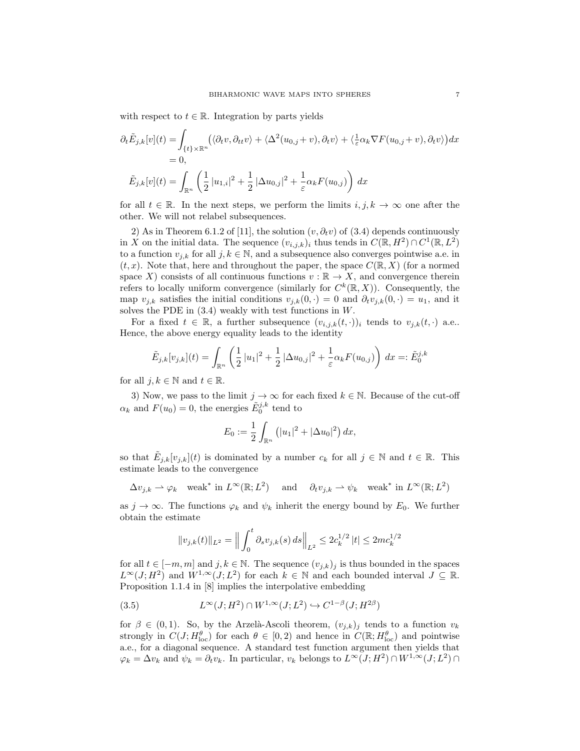with respect to $t \in \mathbb{R}$. Integration by parts yields

$$
\begin{aligned}
\partial_t \tilde{E}_{j,k}[v](t) &= \int_{\{t\}\times\mathbb{R}^n} \big(\langle \partial_t v, \partial_{tt} v\rangle + \langle \Delta^2(u_{0,j}+v), \partial_t v\rangle + \langle \tfrac{1}{\varepsilon}\alpha_k \nabla F(u_{0,j}+v), \partial_t v\rangle\big) dx \\
&= 0, \\
\tilde{E}_{j,k}[v](t) &= \int_{\mathbb{R}^n} \left(\frac{1}{2}\,|u_{1,i}|^2 + \frac{1}{2}\,|\Delta u_{0,j}|^2 + \frac{1}{\varepsilon}\alpha_k F(u_{0,j})\right) dx
\end{aligned}
$$

for all $t \in \mathbb{R}$. In the next steps, we perform the limits $i, j, k \to \infty$ one after the other. We will not relabel subsequences.

2) As in Theorem 6.1.2 of [11], the solution $(v, \partial_t v)$ of (3.4) depends continuously in $X$ on the initial data. The sequence $(v_{i,j,k})_i$ thus tends in $C(\mathbb{R}, H^2) \cap C^1(\mathbb{R}, L^2)$ to a function $v_{j,k}$ for all $j, k \in \mathbb{N}$, and a subsequence also converges pointwise a.e. in $(t, x)$. Note that, here and throughout the paper, the space $C(\mathbb{R}, X)$ (for a normed space $X$) consists of all continuous functions $v : \mathbb{R} \to X$, and convergence therein refers to locally uniform convergence (similarly for $C^k(\mathbb{R}, X)$). Consequently, the map $v_{j,k}$ satisfies the initial conditions $v_{j,k}(0, \cdot) = 0$ and $\partial_t v_{j,k}(0, \cdot) = u_1$, and it solves the PDE in (3.4) weakly with test functions in $W$.

For a fixed $t \in \mathbb{R}$, a further subsequence $(v_{i,j,k}(t, \cdot))_i$ tends to $v_{j,k}(t, \cdot)$ a.e.. Hence, the above energy equality leads to the identity

$$
\tilde{E}_{j,k}[v_{j,k}](t) = \int_{\mathbb{R}^n} \left(\frac{1}{2}\,|u_1|^2 + \frac{1}{2}\,|\Delta u_{0,j}|^2 + \frac{1}{\varepsilon}\alpha_k F(u_{0,j})\right) dx =: \tilde{E}_0^{j,k}
$$

for all $j, k \in \mathbb{N}$ and $t \in \mathbb{R}$.

3) Now, we pass to the limit $j \to \infty$ for each fixed $k \in \mathbb{N}$. Because of the cut-off $\alpha_k$ and $F(u_0) = 0$, the energies $\tilde{E}_0^{j,k}$ tend to

$$
E_0 := \frac{1}{2}\int_{\mathbb{R}^n} \left(|u_1|^2 + |\Delta u_0|^2\right) dx,
$$

so that $\tilde{E}_{j,k}[v_{j,k}](t)$ is dominated by a number $c_k$ for all $j \in \mathbb{N}$ and $t \in \mathbb{R}$. This estimate leads to the convergence

$$
\Delta v_{j,k} \rightharpoonup \varphi_k \quad \text{weak}^* \text{ in } L^\infty(\mathbb{R}; L^2) \qquad \text{and} \qquad \partial_t v_{j,k} \rightharpoonup \psi_k \quad \text{weak}^* \text{ in } L^\infty(\mathbb{R}; L^2)
$$

as $j \to \infty$. The functions $\varphi_k$ and $\psi_k$ inherit the energy bound by $E_0$. We further obtain the estimate

$$
\|v_{j,k}(t)\|_{L^2} = \Big\| \int_0^t \partial_s v_{j,k}(s)\, ds \Big\|_{L^2} \le 2c_k^{1/2}\,|t| \le 2mc_k^{1/2}
$$

for all $t \in [-m, m]$ and $j, k \in \mathbb{N}$. The sequence $(v_{j,k})_j$ is thus bounded in the spaces $L^\infty(J; H^2)$ and $W^{1,\infty}(J; L^2)$ for each $k \in \mathbb{N}$ and each bounded interval $J \subseteq \mathbb{R}$. Proposition 1.1.4 in [8] implies the interpolative embedding

$$
L^\infty(J; H^2) \cap W^{1,\infty}(J; L^2) \hookrightarrow C^{1-\beta}(J; H^{2\beta}) \tag{3.5}
$$

for $\beta \in (0, 1)$. So, by the Arzelà-Ascoli theorem, $(v_{j,k})_j$ tends to a function $v_k$ strongly in $C(J; H^\theta_{\mathrm{loc}})$ for each $\theta \in [0, 2)$ and hence in $C(\mathbb{R}; H^\theta_{\mathrm{loc}})$ and pointwise a.e., for a diagonal sequence. A standard test function argument then yields that $\varphi_k = \Delta v_k$ and $\psi_k = \partial_t v_k$. In particular, $v_k$ belongs to $L^\infty(J; H^2) \cap W^{1,\infty}(J; L^2) \cap$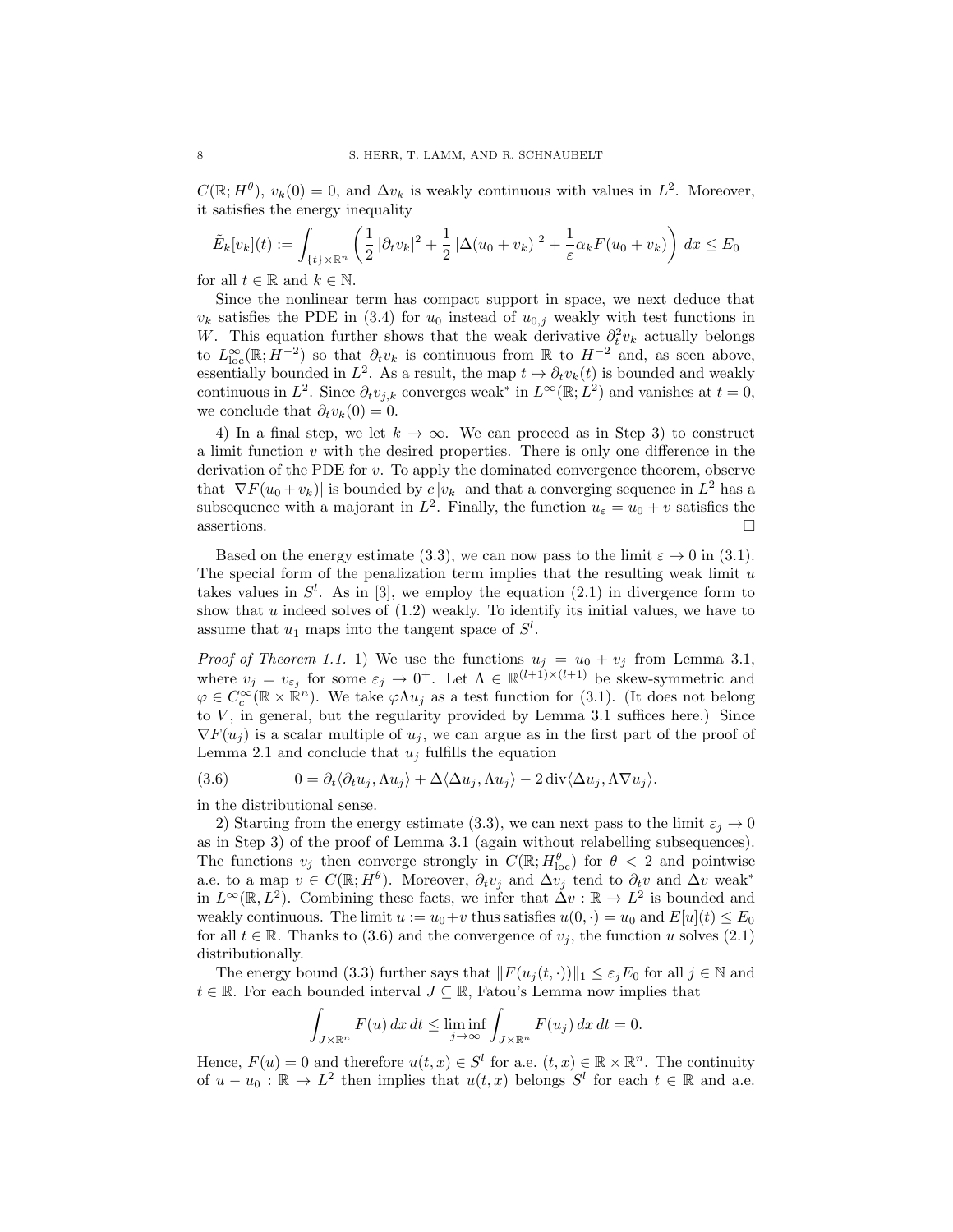$C(\mathbb{R}; H^\theta)$, $v_k(0) = 0$, and $\Delta v_k$ is weakly continuous with values in $L^2$. Moreover, it satisfies the energy inequality

$$\tilde{E}_k[v_k](t) := \int_{\{t\}\times\mathbb{R}^n} \left( \frac{1}{2}\,|\partial_t v_k|^2 + \frac{1}{2}\,|\Delta(u_0 + v_k)|^2 + \frac{1}{\varepsilon}\alpha_k F(u_0 + v_k) \right) dx \le E_0$$

for all $t \in \mathbb{R}$ and $k \in \mathbb{N}$.

Since the nonlinear term has compact support in space, we next deduce that $v_k$ satisfies the PDE in (3.4) for $u_0$ instead of $u_{0,j}$ weakly with test functions in $W$. This equation further shows that the weak derivative $\partial_t^2 v_k$ actually belongs to $L^\infty_{\mathrm{loc}}(\mathbb{R}; H^{-2})$ so that $\partial_t v_k$ is continuous from $\mathbb{R}$ to $H^{-2}$ and, as seen above, essentially bounded in $L^2$. As a result, the map $t \mapsto \partial_t v_k(t)$ is bounded and weakly continuous in $L^2$. Since $\partial_t v_{j,k}$ converges weak$^*$ in $L^\infty(\mathbb{R}; L^2)$ and vanishes at $t = 0$, we conclude that $\partial_t v_k(0) = 0$.

4) In a final step, we let $k \to \infty$. We can proceed as in Step 3) to construct a limit function $v$ with the desired properties. There is only one difference in the derivation of the PDE for $v$. To apply the dominated convergence theorem, observe that $|\nabla F(u_0 + v_k)|$ is bounded by $c\,|v_k|$ and that a converging sequence in $L^2$ has a subsequence with a majorant in $L^2$. Finally, the function $u_\varepsilon = u_0 + v$ satisfies the assertions. $\square$

Based on the energy estimate (3.3), we can now pass to the limit $\varepsilon \to 0$ in (3.1). The special form of the penalization term implies that the resulting weak limit $u$ takes values in $S^l$. As in [3], we employ the equation (2.1) in divergence form to show that $u$ indeed solves of (1.2) weakly. To identify its initial values, we have to assume that $u_1$ maps into the tangent space of $S^l$.

*Proof of Theorem 1.1.* 1) We use the functions $u_j = u_0 + v_j$ from Lemma 3.1, where $v_j = v_{\varepsilon_j}$ for some $\varepsilon_j \to 0^+$. Let $\Lambda \in \mathbb{R}^{(l+1)\times(l+1)}$ be skew-symmetric and $\varphi \in C_c^\infty(\mathbb{R}\times\mathbb{R}^n)$. We take $\varphi\Lambda u_j$ as a test function for (3.1). (It does not belong to $V$, in general, but the regularity provided by Lemma 3.1 suffices here.) Since $\nabla F(u_j)$ is a scalar multiple of $u_j$, we can argue as in the first part of the proof of Lemma 2.1 and conclude that $u_j$ fulfills the equation

$$0 = \partial_t\langle \partial_t u_j, \Lambda u_j\rangle + \Delta\langle \Delta u_j, \Lambda u_j\rangle - 2\,\mathrm{div}\langle \Delta u_j, \Lambda \nabla u_j\rangle. \tag{3.6}$$

in the distributional sense.

2) Starting from the energy estimate (3.3), we can next pass to the limit $\varepsilon_j \to 0$ as in Step 3) of the proof of Lemma 3.1 (again without relabelling subsequences). The functions $v_j$ then converge strongly in $C(\mathbb{R}; H^\theta_{\mathrm{loc}})$ for $\theta < 2$ and pointwise a.e. to a map $v \in C(\mathbb{R}; H^\theta)$. Moreover, $\partial_t v_j$ and $\Delta v_j$ tend to $\partial_t v$ and $\Delta v$ weak$^*$ in $L^\infty(\mathbb{R}, L^2)$. Combining these facts, we infer that $\Delta v : \mathbb{R} \to L^2$ is bounded and weakly continuous. The limit $u := u_0 + v$ thus satisfies $u(0,\cdot) = u_0$ and $E[u](t) \le E_0$ for all $t \in \mathbb{R}$. Thanks to (3.6) and the convergence of $v_j$, the function $u$ solves (2.1) distributionally.

The energy bound (3.3) further says that $\|F(u_j(t,\cdot))\|_1 \le \varepsilon_j E_0$ for all $j \in \mathbb{N}$ and $t \in \mathbb{R}$. For each bounded interval $J \subseteq \mathbb{R}$, Fatou's Lemma now implies that

$$\int_{J\times\mathbb{R}^n} F(u)\,dx\,dt \le \liminf_{j\to\infty} \int_{J\times\mathbb{R}^n} F(u_j)\,dx\,dt = 0.$$

Hence, $F(u) = 0$ and therefore $u(t,x) \in S^l$ for a.e. $(t,x) \in \mathbb{R}\times\mathbb{R}^n$. The continuity of $u - u_0 : \mathbb{R} \to L^2$ then implies that $u(t,x)$ belongs $S^l$ for each $t \in \mathbb{R}$ and a.e.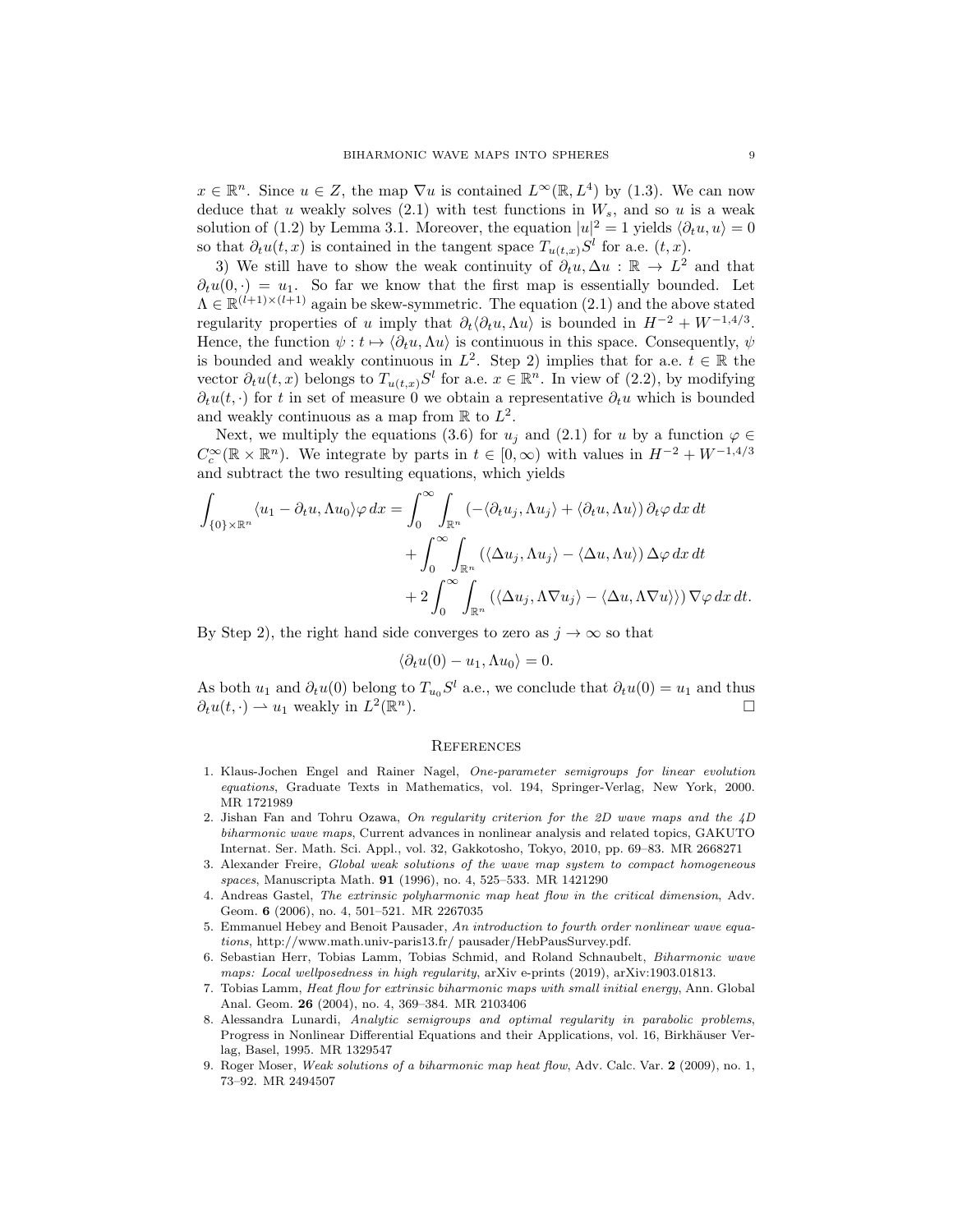$x \in \mathbb{R}^n$. Since $u \in Z$, the map $\nabla u$ is contained $L^\infty(\mathbb{R}, L^4)$ by (1.3). We can now deduce that $u$ weakly solves (2.1) with test functions in $W_s$, and so $u$ is a weak solution of (1.2) by Lemma 3.1. Moreover, the equation $|u|^2 = 1$ yields $\langle \partial_t u, u\rangle = 0$ so that $\partial_t u(t,x)$ is contained in the tangent space $T_{u(t,x)}S^l$ for a.e. $(t,x)$.

3) We still have to show the weak continuity of $\partial_t u, \Delta u : \mathbb{R} \to L^2$ and that $\partial_t u(0,\cdot) = u_1$. So far we know that the first map is essentially bounded. Let $\Lambda \in \mathbb{R}^{(l+1)\times(l+1)}$ again be skew-symmetric. The equation (2.1) and the above stated regularity properties of $u$ imply that $\partial_t \langle \partial_t u, \Lambda u\rangle$ is bounded in $H^{-2} + W^{-1,4/3}$. Hence, the function $\psi : t \mapsto \langle \partial_t u, \Lambda u\rangle$ is continuous in this space. Consequently, $\psi$ is bounded and weakly continuous in $L^2$. Step 2) implies that for a.e. $t \in \mathbb{R}$ the vector $\partial_t u(t,x)$ belongs to $T_{u(t,x)}S^l$ for a.e. $x \in \mathbb{R}^n$. In view of (2.2), by modifying $\partial_t u(t,\cdot)$ for $t$ in set of measure 0 we obtain a representative $\partial_t u$ which is bounded and weakly continuous as a map from $\mathbb{R}$ to $L^2$.

Next, we multiply the equations (3.6) for $u_j$ and (2.1) for $u$ by a function $\varphi \in C_c^\infty(\mathbb{R}\times\mathbb{R}^n)$. We integrate by parts in $t \in [0,\infty)$ with values in $H^{-2} + W^{-1,4/3}$ and subtract the two resulting equations, which yields

$$
\begin{aligned}
\int_{\{0\}\times\mathbb{R}^n} \langle u_1 - \partial_t u, \Lambda u_0\rangle \varphi \, dx &= \int_0^\infty \int_{\mathbb{R}^n} \left(-\langle \partial_t u_j, \Lambda u_j\rangle + \langle \partial_t u, \Lambda u\rangle\right) \partial_t \varphi \, dx\, dt \\
&\quad + \int_0^\infty \int_{\mathbb{R}^n} \left(\langle \Delta u_j, \Lambda u_j\rangle - \langle \Delta u, \Lambda u\rangle\right) \Delta \varphi \, dx\, dt \\
&\quad + 2\int_0^\infty \int_{\mathbb{R}^n} \left(\langle \Delta u_j, \Lambda \nabla u_j\rangle - \langle \Delta u, \Lambda \nabla u\rangle\right) \nabla \varphi \, dx\, dt.
\end{aligned}
$$

By Step 2), the right hand side converges to zero as $j \to \infty$ so that

$$
\langle \partial_t u(0) - u_1, \Lambda u_0\rangle = 0.
$$

As both $u_1$ and $\partial_t u(0)$ belong to $T_{u_0}S^l$ a.e., we conclude that $\partial_t u(0) = u_1$ and thus $\partial_t u(t,\cdot) \rightharpoonup u_1$ weakly in $L^2(\mathbb{R}^n)$. □

## References

1. Klaus-Jochen Engel and Rainer Nagel, *One-parameter semigroups for linear evolution equations*, Graduate Texts in Mathematics, vol. 194, Springer-Verlag, New York, 2000. MR 1721989
2. Jishan Fan and Tohru Ozawa, *On regularity criterion for the 2D wave maps and the 4D biharmonic wave maps*, Current advances in nonlinear analysis and related topics, GAKUTO Internat. Ser. Math. Sci. Appl., vol. 32, Gakkotosho, Tokyo, 2010, pp. 69–83. MR 2668271
3. Alexander Freire, *Global weak solutions of the wave map system to compact homogeneous spaces*, Manuscripta Math. **91** (1996), no. 4, 525–533. MR 1421290
4. Andreas Gastel, *The extrinsic polyharmonic map heat flow in the critical dimension*, Adv. Geom. **6** (2006), no. 4, 501–521. MR 2267035
5. Emmanuel Hebey and Benoit Pausader, *An introduction to fourth order nonlinear wave equations*, http://www.math.univ-paris13.fr/ pausader/HebPausSurvey.pdf.
6. Sebastian Herr, Tobias Lamm, Tobias Schmid, and Roland Schnaubelt, *Biharmonic wave maps: Local wellposedness in high regularity*, arXiv e-prints (2019), arXiv:1903.01813.
7. Tobias Lamm, *Heat flow for extrinsic biharmonic maps with small initial energy*, Ann. Global Anal. Geom. **26** (2004), no. 4, 369–384. MR 2103406
8. Alessandra Lunardi, *Analytic semigroups and optimal regularity in parabolic problems*, Progress in Nonlinear Differential Equations and their Applications, vol. 16, Birkhäuser Verlag, Basel, 1995. MR 1329547
9. Roger Moser, *Weak solutions of a biharmonic map heat flow*, Adv. Calc. Var. **2** (2009), no. 1, 73–92. MR 2494507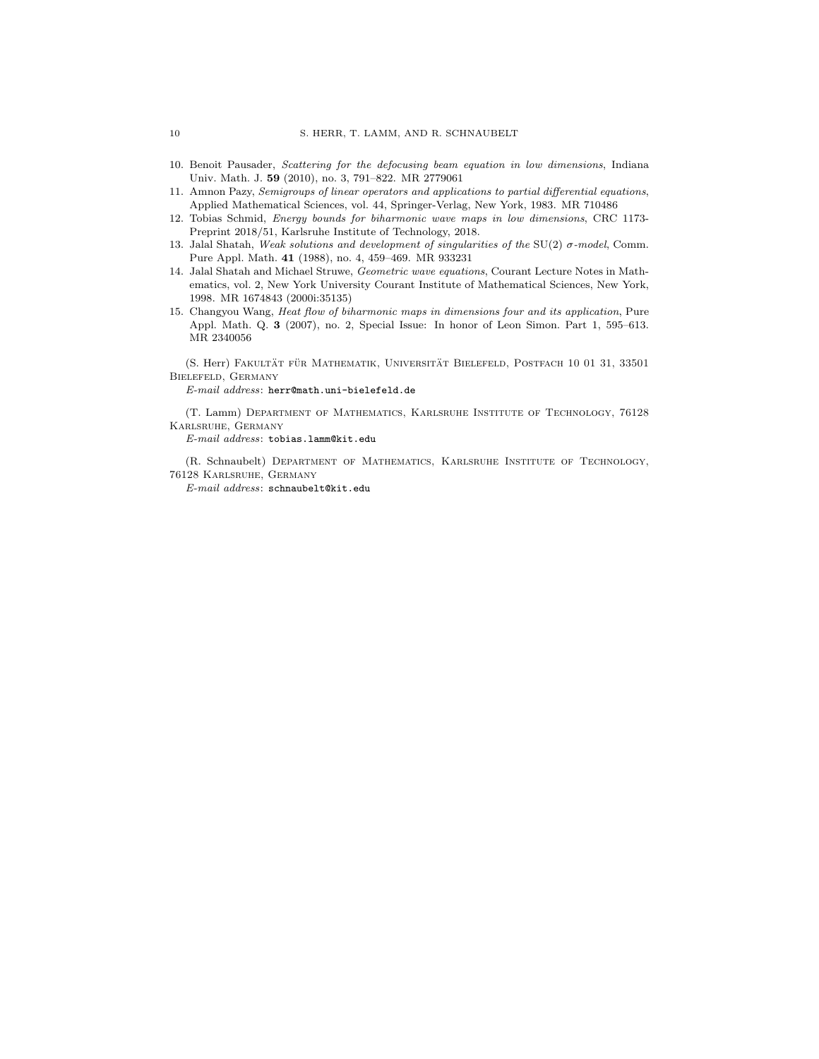10. Benoit Pausader, *Scattering for the defocusing beam equation in low dimensions*, Indiana Univ. Math. J. **59** (2010), no. 3, 791–822. MR 2779061
11. Amnon Pazy, *Semigroups of linear operators and applications to partial differential equations*, Applied Mathematical Sciences, vol. 44, Springer-Verlag, New York, 1983. MR 710486
12. Tobias Schmid, *Energy bounds for biharmonic wave maps in low dimensions*, CRC 1173-Preprint 2018/51, Karlsruhe Institute of Technology, 2018.
13. Jalal Shatah, *Weak solutions and development of singularities of the* SU(2) $\sigma$*-model*, Comm. Pure Appl. Math. **41** (1988), no. 4, 459–469. MR 933231
14. Jalal Shatah and Michael Struwe, *Geometric wave equations*, Courant Lecture Notes in Mathematics, vol. 2, New York University Courant Institute of Mathematical Sciences, New York, 1998. MR 1674843 (2000i:35135)
15. Changyou Wang, *Heat flow of biharmonic maps in dimensions four and its application*, Pure Appl. Math. Q. **3** (2007), no. 2, Special Issue: In honor of Leon Simon. Part 1, 595–613. MR 2340056

(S. Herr) Fakultät für Mathematik, Universität Bielefeld, Postfach 10 01 31, 33501 Bielefeld, Germany

*E-mail address*: herr@math.uni-bielefeld.de

(T. Lamm) Department of Mathematics, Karlsruhe Institute of Technology, 76128 Karlsruhe, Germany

*E-mail address*: tobias.lamm@kit.edu

(R. Schnaubelt) Department of Mathematics, Karlsruhe Institute of Technology, 76128 Karlsruhe, Germany

*E-mail address*: schnaubelt@kit.edu